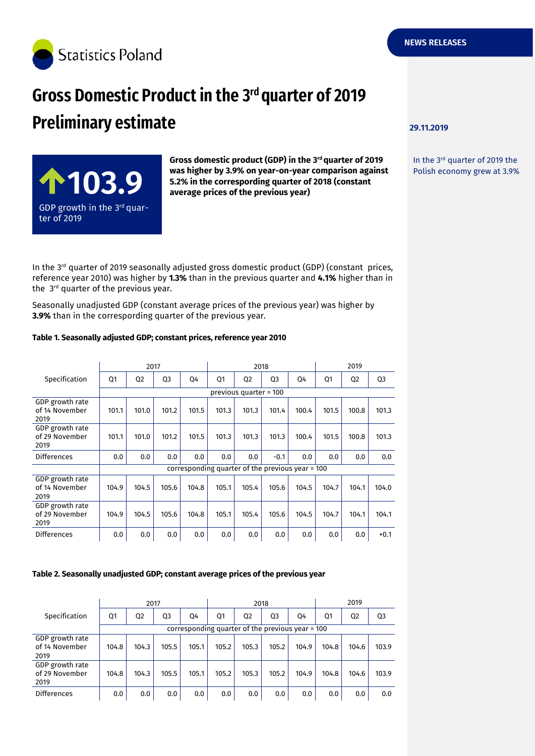Statistics Poland

NEWS RELEASES

# Gross Domestic Product in the 3rd quarter of 2019 Preliminary estimate

29.11.2019

**103.9**

GDP growth in the 3rd quarter of 2019

**Gross domestic product (GDP) in the 3rd quarter of 2019 was higher by 3.9% on year-on-year comparison against 5.2% in the corresponding quarter of 2018 (constant average prices of the previous year)**

In the 3rd quarter of 2019 the Polish economy grew at 3.9%

In the 3rd quarter of 2019 seasonally adjusted gross domestic product (GDP) (constant prices, reference year 2010) was higher by **1.3%** than in the previous quarter and **4.1%** higher than in the 3rd quarter of the previous year.

Seasonally unadjusted GDP (constant average prices of the previous year) was higher by **3.9%** than in the corresponding quarter of the previous year.

**Table 1. Seasonally adjusted GDP; constant prices, reference year 2010**

| Specification | 2017 | | | | 2018 | | | | 2019 | | |
|---|---|---|---|---|---|---|---|---|---|---|---|
| | Q1 | Q2 | Q3 | Q4 | Q1 | Q2 | Q3 | Q4 | Q1 | Q2 | Q3 |
| | previous quarter = 100 | | | | | | | | | | |
| GDP growth rate of 14 November 2019 | 101.1 | 101.0 | 101.2 | 101.5 | 101.3 | 101.3 | 101.4 | 100.4 | 101.5 | 100.8 | 101.3 |
| GDP growth rate of 29 November 2019 | 101.1 | 101.0 | 101.2 | 101.5 | 101.3 | 101.3 | 101.3 | 100.4 | 101.5 | 100.8 | 101.3 |
| Differences | 0.0 | 0.0 | 0.0 | 0.0 | 0.0 | 0.0 | -0.1 | 0.0 | 0.0 | 0.0 | 0.0 |
| | corresponding quarter of the previous year = 100 | | | | | | | | | | |
| GDP growth rate of 14 November 2019 | 104.9 | 104.5 | 105.6 | 104.8 | 105.1 | 105.4 | 105.6 | 104.5 | 104.7 | 104.1 | 104.0 |
| GDP growth rate of 29 November 2019 | 104.9 | 104.5 | 105.6 | 104.8 | 105.1 | 105.4 | 105.6 | 104.5 | 104.7 | 104.1 | 104.1 |
| Differences | 0.0 | 0.0 | 0.0 | 0.0 | 0.0 | 0.0 | 0.0 | 0.0 | 0.0 | 0.0 | +0.1 |

**Table 2. Seasonally unadjusted GDP; constant average prices of the previous year**

| Specification | 2017 | | | | 2018 | | | | 2019 | | |
|---|---|---|---|---|---|---|---|---|---|---|---|
| | Q1 | Q2 | Q3 | Q4 | Q1 | Q2 | Q3 | Q4 | Q1 | Q2 | Q3 |
| | corresponding quarter of the previous year = 100 | | | | | | | | | | |
| GDP growth rate of 14 November 2019 | 104.8 | 104.3 | 105.5 | 105.1 | 105.2 | 105.3 | 105.2 | 104.9 | 104.8 | 104.6 | 103.9 |
| GDP growth rate of 29 November 2019 | 104.8 | 104.3 | 105.5 | 105.1 | 105.2 | 105.3 | 105.2 | 104.9 | 104.8 | 104.6 | 103.9 |
| Differences | 0.0 | 0.0 | 0.0 | 0.0 | 0.0 | 0.0 | 0.0 | 0.0 | 0.0 | 0.0 | 0.0 |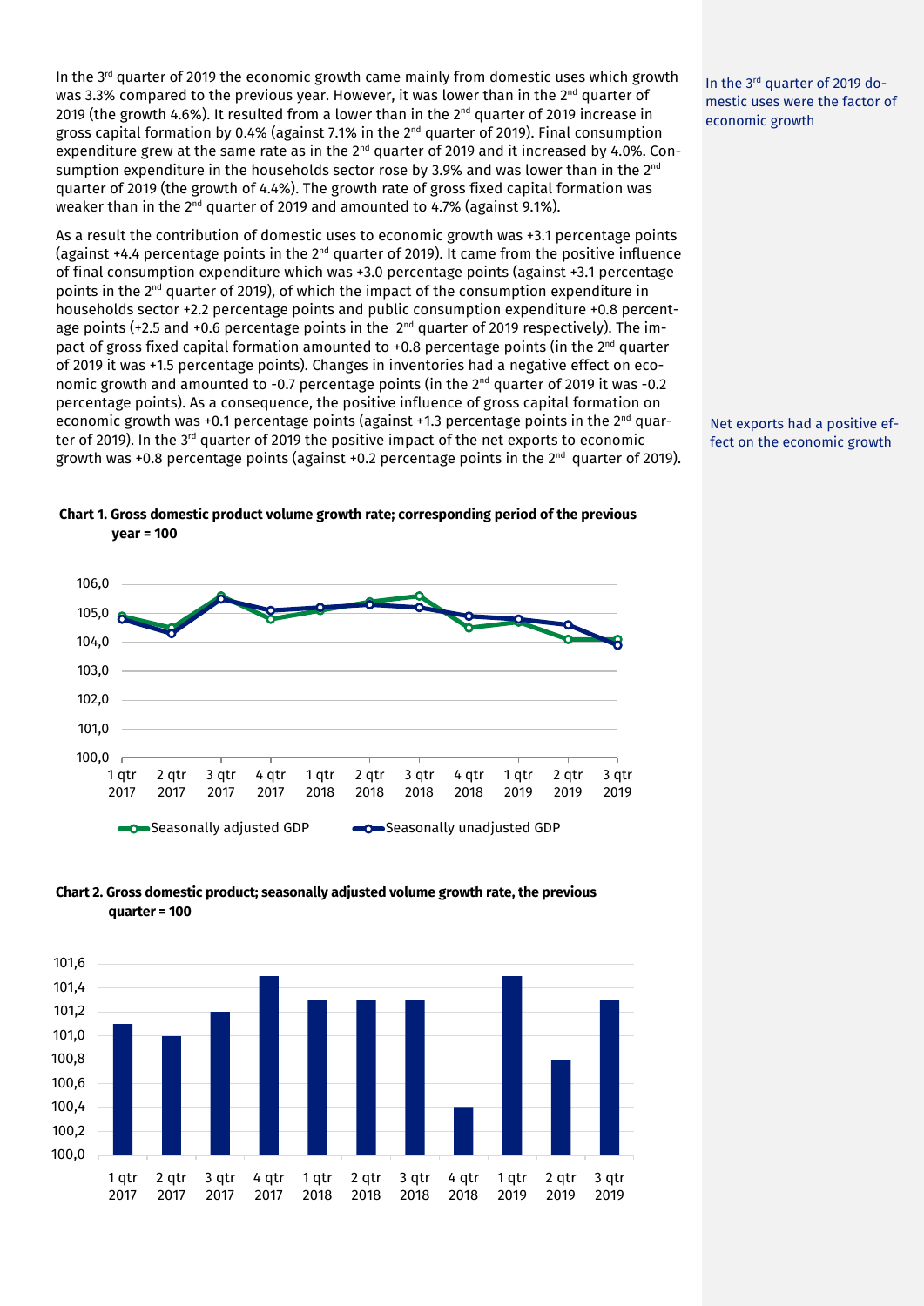In the 3rd quarter of 2019 the economic growth came mainly from domestic uses which growth was 3.3% compared to the previous year. However, it was lower than in the 2nd quarter of 2019 (the growth 4.6%). It resulted from a lower than in the 2nd quarter of 2019 increase in gross capital formation by 0.4% (against 7.1% in the 2nd quarter of 2019). Final consumption expenditure grew at the same rate as in the 2nd quarter of 2019 and it increased by 4.0%. Consumption expenditure in the households sector rose by 3.9% and was lower than in the 2nd quarter of 2019 (the growth of 4.4%). The growth rate of gross fixed capital formation was weaker than in the 2nd quarter of 2019 and amounted to 4.7% (against 9.1%).

In the 3rd quarter of 2019 domestic uses were the factor of economic growth

As a result the contribution of domestic uses to economic growth was +3.1 percentage points (against +4.4 percentage points in the 2nd quarter of 2019). It came from the positive influence of final consumption expenditure which was +3.0 percentage points (against +3.1 percentage points in the 2nd quarter of 2019), of which the impact of the consumption expenditure in households sector +2.2 percentage points and public consumption expenditure +0.8 percentage points (+2.5 and +0.6 percentage points in the 2nd quarter of 2019 respectively). The impact of gross fixed capital formation amounted to +0.8 percentage points (in the 2nd quarter of 2019 it was +1.5 percentage points). Changes in inventories had a negative effect on economic growth and amounted to -0.7 percentage points (in the 2nd quarter of 2019 it was -0.2 percentage points). As a consequence, the positive influence of gross capital formation on economic growth was +0.1 percentage points (against +1.3 percentage points in the 2nd quarter of 2019). In the 3rd quarter of 2019 the positive impact of the net exports to economic growth was +0.8 percentage points (against +0.2 percentage points in the 2nd quarter of 2019).

Net exports had a positive effect on the economic growth

**Chart 1. Gross domestic product volume growth rate; corresponding period of the previous year = 100**

Seasonally adjusted GDP | Seasonally unadjusted GDP

**Chart 2. Gross domestic product; seasonally adjusted volume growth rate, the previous quarter = 100**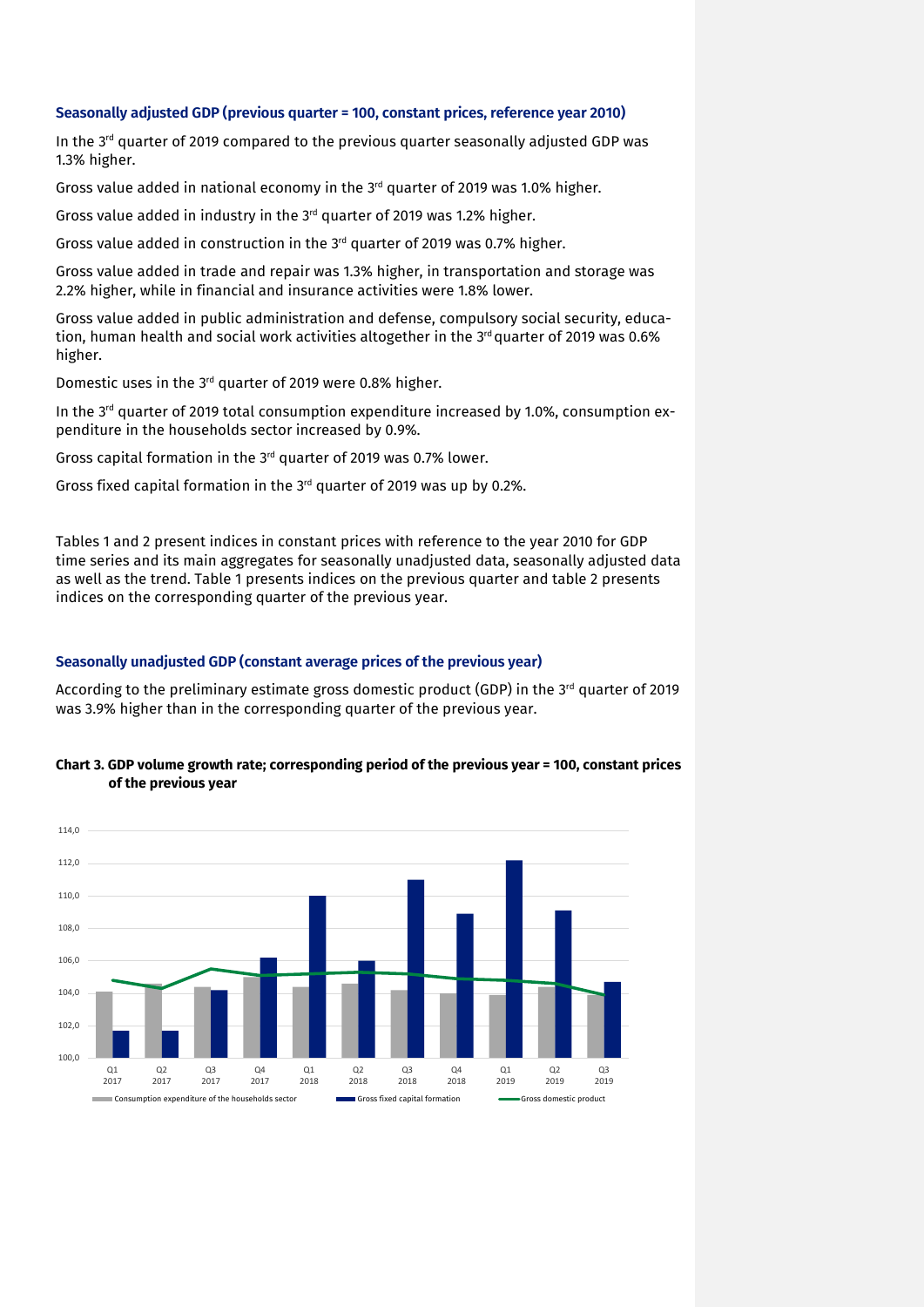**Seasonally adjusted GDP (previous quarter = 100, constant prices, reference year 2010)**

In the 3rd quarter of 2019 compared to the previous quarter seasonally adjusted GDP was 1.3% higher.

Gross value added in national economy in the 3rd quarter of 2019 was 1.0% higher.

Gross value added in industry in the 3rd quarter of 2019 was 1.2% higher.

Gross value added in construction in the 3rd quarter of 2019 was 0.7% higher.

Gross value added in trade and repair was 1.3% higher, in transportation and storage was 2.2% higher, while in financial and insurance activities were 1.8% lower.

Gross value added in public administration and defense, compulsory social security, education, human health and social work activities altogether in the 3rd quarter of 2019 was 0.6% higher.

Domestic uses in the 3rd quarter of 2019 were 0.8% higher.

In the 3rd quarter of 2019 total consumption expenditure increased by 1.0%, consumption expenditure in the households sector increased by 0.9%.

Gross capital formation in the 3rd quarter of 2019 was 0.7% lower.

Gross fixed capital formation in the 3rd quarter of 2019 was up by 0.2%.

Tables 1 and 2 present indices in constant prices with reference to the year 2010 for GDP time series and its main aggregates for seasonally unadjusted data, seasonally adjusted data as well as the trend. Table 1 presents indices on the previous quarter and table 2 presents indices on the corresponding quarter of the previous year.

**Seasonally unadjusted GDP (constant average prices of the previous year)**

According to the preliminary estimate gross domestic product (GDP) in the 3rd quarter of 2019 was 3.9% higher than in the corresponding quarter of the previous year.

**Chart 3. GDP volume growth rate; corresponding period of the previous year = 100, constant prices of the previous year**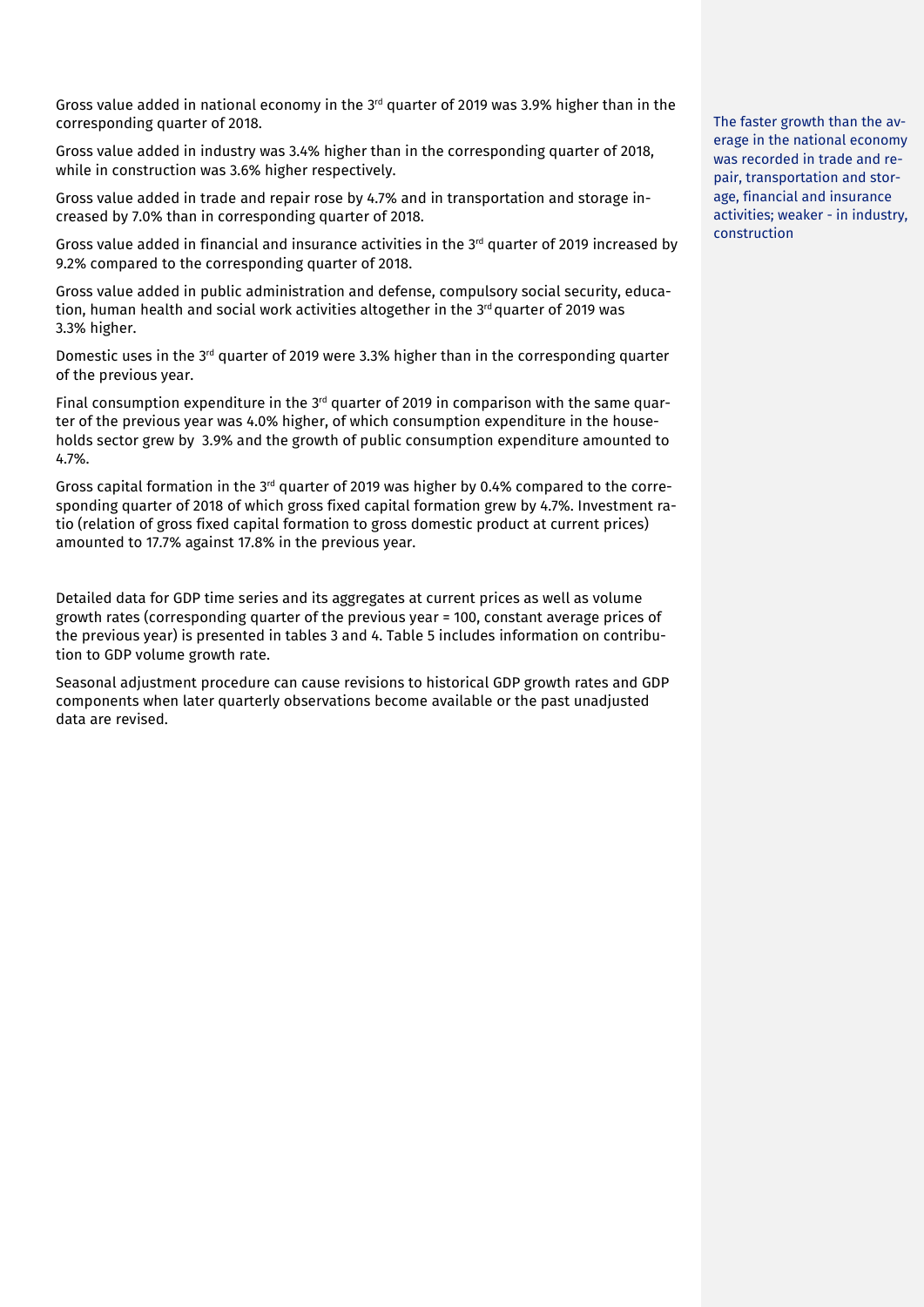Gross value added in national economy in the 3rd quarter of 2019 was 3.9% higher than in the corresponding quarter of 2018.

Gross value added in industry was 3.4% higher than in the corresponding quarter of 2018, while in construction was 3.6% higher respectively.

Gross value added in trade and repair rose by 4.7% and in transportation and storage increased by 7.0% than in corresponding quarter of 2018.

Gross value added in financial and insurance activities in the 3rd quarter of 2019 increased by 9.2% compared to the corresponding quarter of 2018.

Gross value added in public administration and defense, compulsory social security, education, human health and social work activities altogether in the 3rd quarter of 2019 was 3.3% higher.

Domestic uses in the 3rd quarter of 2019 were 3.3% higher than in the corresponding quarter of the previous year.

Final consumption expenditure in the 3rd quarter of 2019 in comparison with the same quarter of the previous year was 4.0% higher, of which consumption expenditure in the households sector grew by 3.9% and the growth of public consumption expenditure amounted to 4.7%.

Gross capital formation in the 3rd quarter of 2019 was higher by 0.4% compared to the corresponding quarter of 2018 of which gross fixed capital formation grew by 4.7%. Investment ratio (relation of gross fixed capital formation to gross domestic product at current prices) amounted to 17.7% against 17.8% in the previous year.

The faster growth than the average in the national economy was recorded in trade and repair, transportation and storage, financial and insurance activities; weaker - in industry, construction

Detailed data for GDP time series and its aggregates at current prices as well as volume growth rates (corresponding quarter of the previous year = 100, constant average prices of the previous year) is presented in tables 3 and 4. Table 5 includes information on contribution to GDP volume growth rate.

Seasonal adjustment procedure can cause revisions to historical GDP growth rates and GDP components when later quarterly observations become available or the past unadjusted data are revised.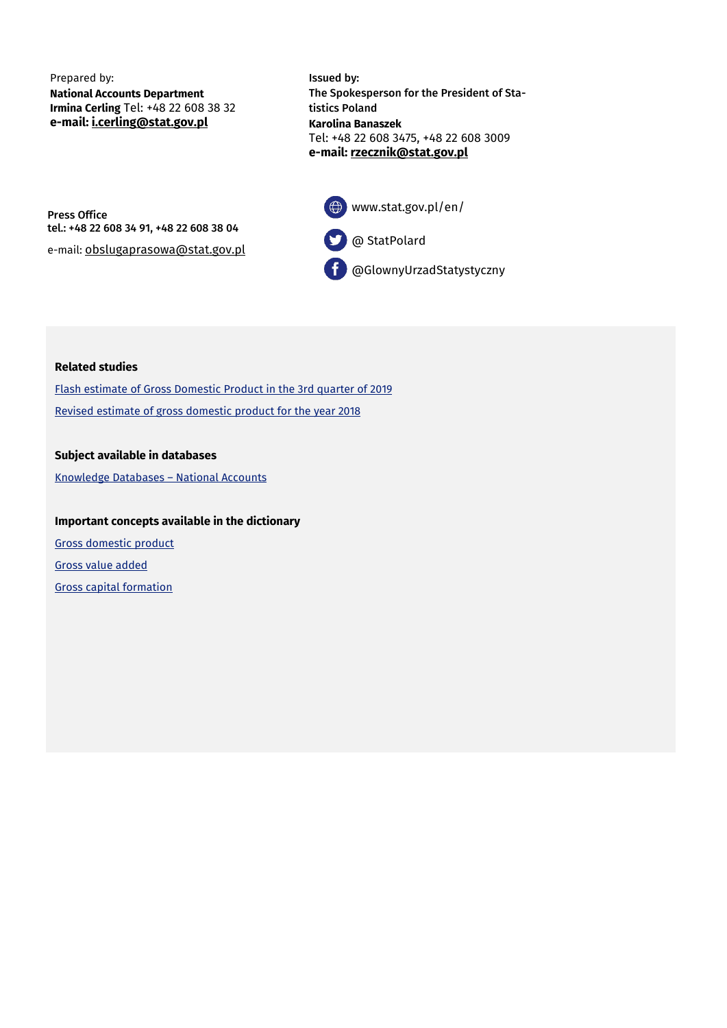Prepared by:
**National Accounts Department**
**Irmina Cerling** Tel: +48 22 608 38 32
**e-mail: i.cerling@stat.gov.pl**

**Issued by:**
**The Spokesperson for the President of Statistics Poland**
**Karolina Banaszek**
Tel: +48 22 608 3475, +48 22 608 3009
**e-mail: rzecznik@stat.gov.pl**

**Press Office**
**tel.: +48 22 608 34 91, +48 22 608 38 04**
e-mail: obslugaprasowa@stat.gov.pl

www.stat.gov.pl/en/

@ StatPolard

@GlownyUrzadStatystyczny

**Related studies**

Flash estimate of Gross Domestic Product in the 3rd quarter of 2019

Revised estimate of gross domestic product for the year 2018

**Subject available in databases**

Knowledge Databases – National Accounts

**Important concepts available in the dictionary**

Gross domestic product

Gross value added

Gross capital formation